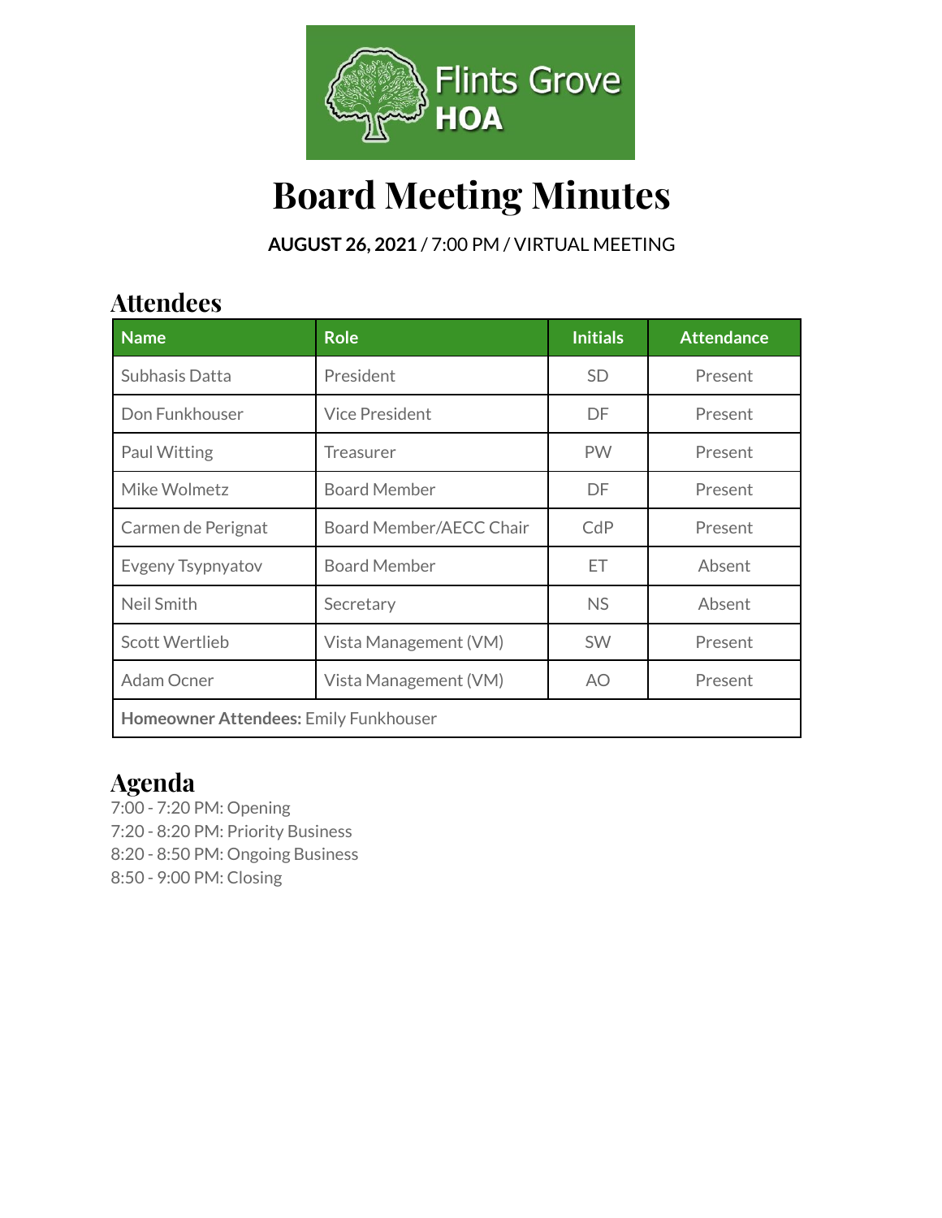Flints Grove HOA

# Board Meeting Minutes

**AUGUST 26, 2021** / 7:00 PM / VIRTUAL MEETING

## Attendees

| Name | Role | Initials | Attendance |
|---|---|---|---|
| Subhasis Datta | President | SD | Present |
| Don Funkhouser | Vice President | DF | Present |
| Paul Witting | Treasurer | PW | Present |
| Mike Wolmetz | Board Member | DF | Present |
| Carmen de Perignat | Board Member/AECC Chair | CdP | Present |
| Evgeny Tsypnyatov | Board Member | ET | Absent |
| Neil Smith | Secretary | NS | Absent |
| Scott Wertlieb | Vista Management (VM) | SW | Present |
| Adam Ocner | Vista Management (VM) | AO | Present |
| **Homeowner Attendees:** Emily Funkhouser | | | |

## Agenda

7:00 - 7:20 PM: Opening
7:20 - 8:20 PM: Priority Business
8:20 - 8:50 PM: Ongoing Business
8:50 - 9:00 PM: Closing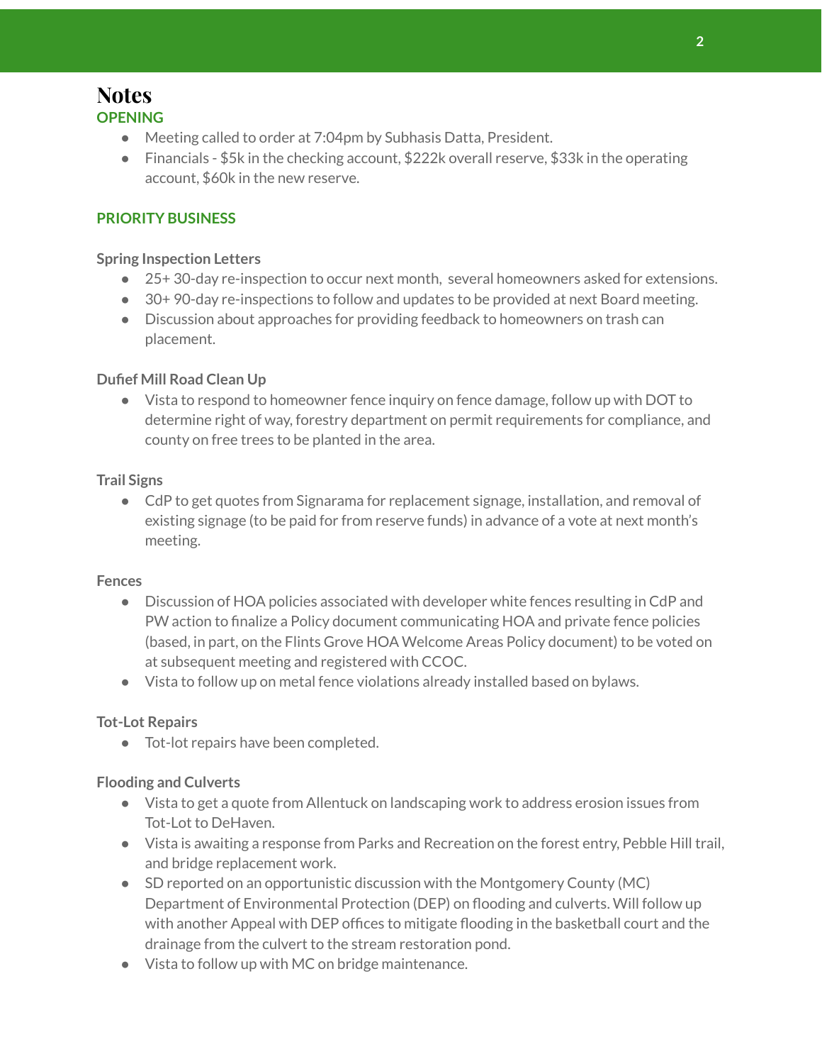# Notes

## OPENING

- Meeting called to order at 7:04pm by Subhasis Datta, President.
- Financials - $5k in the checking account, $222k overall reserve, $33k in the operating account, $60k in the new reserve.

## PRIORITY BUSINESS

### Spring Inspection Letters

- 25+ 30-day re-inspection to occur next month, several homeowners asked for extensions.
- 30+ 90-day re-inspections to follow and updates to be provided at next Board meeting.
- Discussion about approaches for providing feedback to homeowners on trash can placement.

### Dufief Mill Road Clean Up

- Vista to respond to homeowner fence inquiry on fence damage, follow up with DOT to determine right of way, forestry department on permit requirements for compliance, and county on free trees to be planted in the area.

### Trail Signs

- CdP to get quotes from Signarama for replacement signage, installation, and removal of existing signage (to be paid for from reserve funds) in advance of a vote at next month's meeting.

### Fences

- Discussion of HOA policies associated with developer white fences resulting in CdP and PW action to finalize a Policy document communicating HOA and private fence policies (based, in part, on the Flints Grove HOA Welcome Areas Policy document) to be voted on at subsequent meeting and registered with CCOC.
- Vista to follow up on metal fence violations already installed based on bylaws.

### Tot-Lot Repairs

- Tot-lot repairs have been completed.

### Flooding and Culverts

- Vista to get a quote from Allentuck on landscaping work to address erosion issues from Tot-Lot to DeHaven.
- Vista is awaiting a response from Parks and Recreation on the forest entry, Pebble Hill trail, and bridge replacement work.
- SD reported on an opportunistic discussion with the Montgomery County (MC) Department of Environmental Protection (DEP) on flooding and culverts. Will follow up with another Appeal with DEP offices to mitigate flooding in the basketball court and the drainage from the culvert to the stream restoration pond.
- Vista to follow up with MC on bridge maintenance.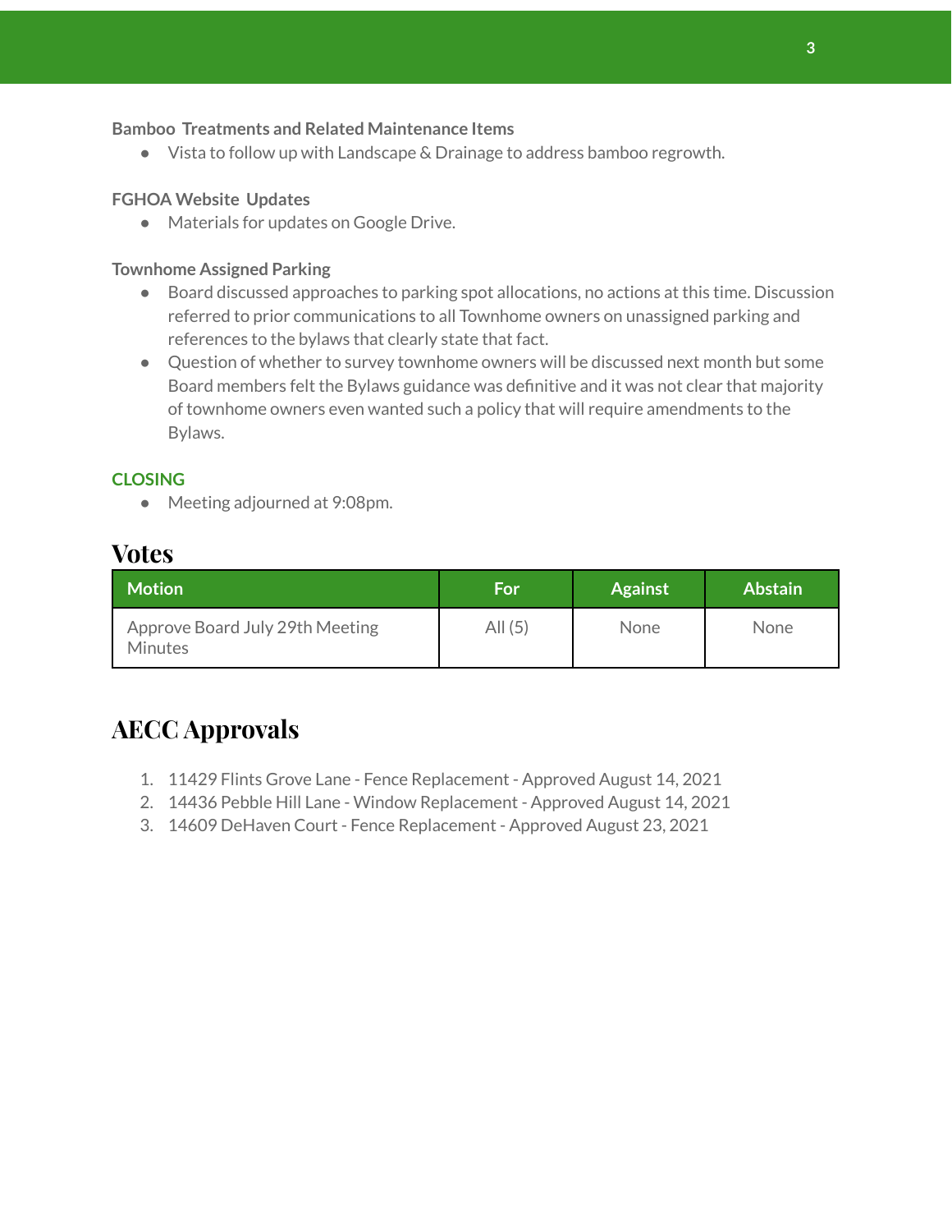**Bamboo Treatments and Related Maintenance Items**

- Vista to follow up with Landscape & Drainage to address bamboo regrowth.

**FGHOA Website Updates**

- Materials for updates on Google Drive.

**Townhome Assigned Parking**

- Board discussed approaches to parking spot allocations, no actions at this time. Discussion referred to prior communications to all Townhome owners on unassigned parking and references to the bylaws that clearly state that fact.
- Question of whether to survey townhome owners will be discussed next month but some Board members felt the Bylaws guidance was definitive and it was not clear that majority of townhome owners even wanted such a policy that will require amendments to the Bylaws.

**CLOSING**

- Meeting adjourned at 9:08pm.

## Votes

| Motion | For | Against | Abstain |
|---|---|---|---|
| Approve Board July 29th Meeting Minutes | All (5) | None | None |

## AECC Approvals

1. 11429 Flints Grove Lane - Fence Replacement - Approved August 14, 2021
2. 14436 Pebble Hill Lane - Window Replacement - Approved August 14, 2021
3. 14609 DeHaven Court - Fence Replacement - Approved August 23, 2021